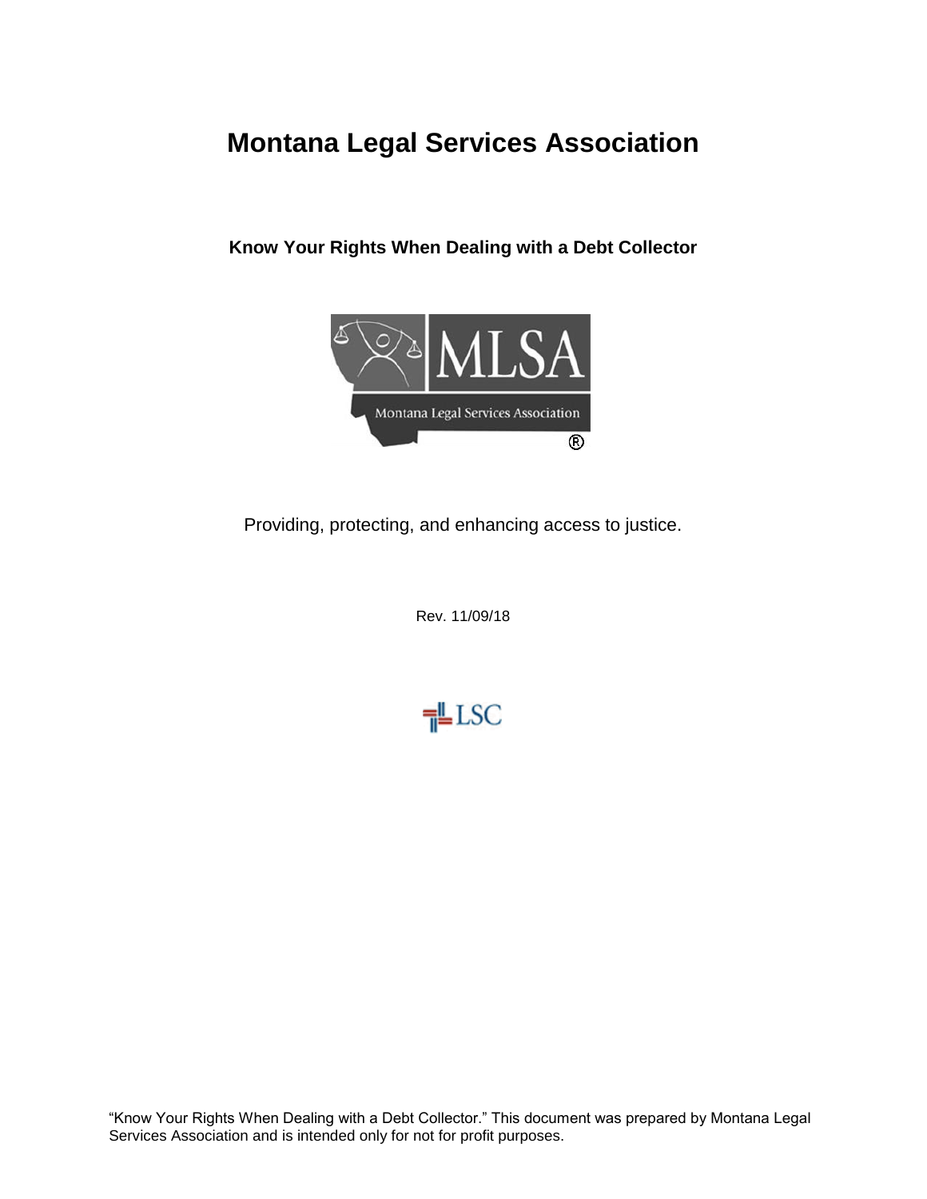# Montana Legal Services Association

**Know Your Rights When Dealing with a Debt Collector**

Providing, protecting, and enhancing access to justice.

Rev. 11/09/18

"Know Your Rights When Dealing with a Debt Collector." This document was prepared by Montana Legal Services Association and is intended only for not for profit purposes.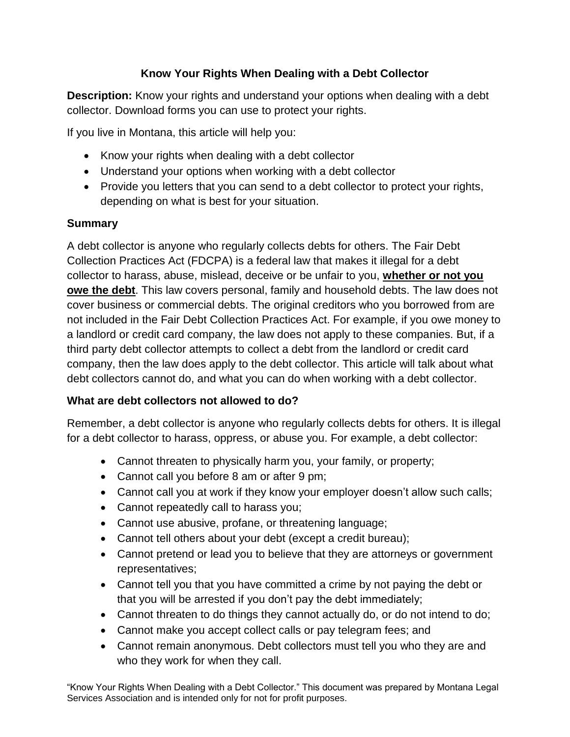## Know Your Rights When Dealing with a Debt Collector

**Description:** Know your rights and understand your options when dealing with a debt collector. Download forms you can use to protect your rights.

If you live in Montana, this article will help you:

- Know your rights when dealing with a debt collector
- Understand your options when working with a debt collector
- Provide you letters that you can send to a debt collector to protect your rights, depending on what is best for your situation.

### Summary

A debt collector is anyone who regularly collects debts for others. The Fair Debt Collection Practices Act (FDCPA) is a federal law that makes it illegal for a debt collector to harass, abuse, mislead, deceive or be unfair to you, <u>**whether or not you owe the debt**</u>. This law covers personal, family and household debts. The law does not cover business or commercial debts. The original creditors who you borrowed from are not included in the Fair Debt Collection Practices Act. For example, if you owe money to a landlord or credit card company, the law does not apply to these companies. But, if a third party debt collector attempts to collect a debt from the landlord or credit card company, then the law does apply to the debt collector. This article will talk about what debt collectors cannot do, and what you can do when working with a debt collector.

### What are debt collectors not allowed to do?

Remember, a debt collector is anyone who regularly collects debts for others. It is illegal for a debt collector to harass, oppress, or abuse you. For example, a debt collector:

- Cannot threaten to physically harm you, your family, or property;
- Cannot call you before 8 am or after 9 pm;
- Cannot call you at work if they know your employer doesn't allow such calls;
- Cannot repeatedly call to harass you;
- Cannot use abusive, profane, or threatening language;
- Cannot tell others about your debt (except a credit bureau);
- Cannot pretend or lead you to believe that they are attorneys or government representatives;
- Cannot tell you that you have committed a crime by not paying the debt or that you will be arrested if you don't pay the debt immediately;
- Cannot threaten to do things they cannot actually do, or do not intend to do;
- Cannot make you accept collect calls or pay telegram fees; and
- Cannot remain anonymous. Debt collectors must tell you who they are and who they work for when they call.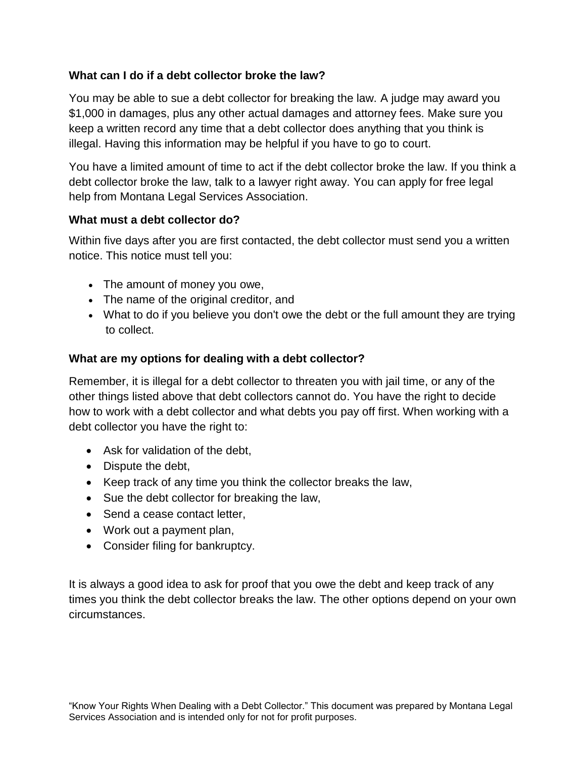### What can I do if a debt collector broke the law?

You may be able to sue a debt collector for breaking the law. A judge may award you $1,000 in damages, plus any other actual damages and attorney fees. Make sure you keep a written record any time that a debt collector does anything that you think is illegal. Having this information may be helpful if you have to go to court.

You have a limited amount of time to act if the debt collector broke the law. If you think a debt collector broke the law, talk to a lawyer right away. You can apply for free legal help from Montana Legal Services Association.

### What must a debt collector do?

Within five days after you are first contacted, the debt collector must send you a written notice. This notice must tell you:

- The amount of money you owe,
- The name of the original creditor, and
- What to do if you believe you don't owe the debt or the full amount they are trying to collect.

### What are my options for dealing with a debt collector?

Remember, it is illegal for a debt collector to threaten you with jail time, or any of the other things listed above that debt collectors cannot do. You have the right to decide how to work with a debt collector and what debts you pay off first. When working with a debt collector you have the right to:

- Ask for validation of the debt,
- Dispute the debt,
- Keep track of any time you think the collector breaks the law,
- Sue the debt collector for breaking the law,
- Send a cease contact letter,
- Work out a payment plan,
- Consider filing for bankruptcy.

It is always a good idea to ask for proof that you owe the debt and keep track of any times you think the debt collector breaks the law. The other options depend on your own circumstances.

"Know Your Rights When Dealing with a Debt Collector." This document was prepared by Montana Legal Services Association and is intended only for not for profit purposes.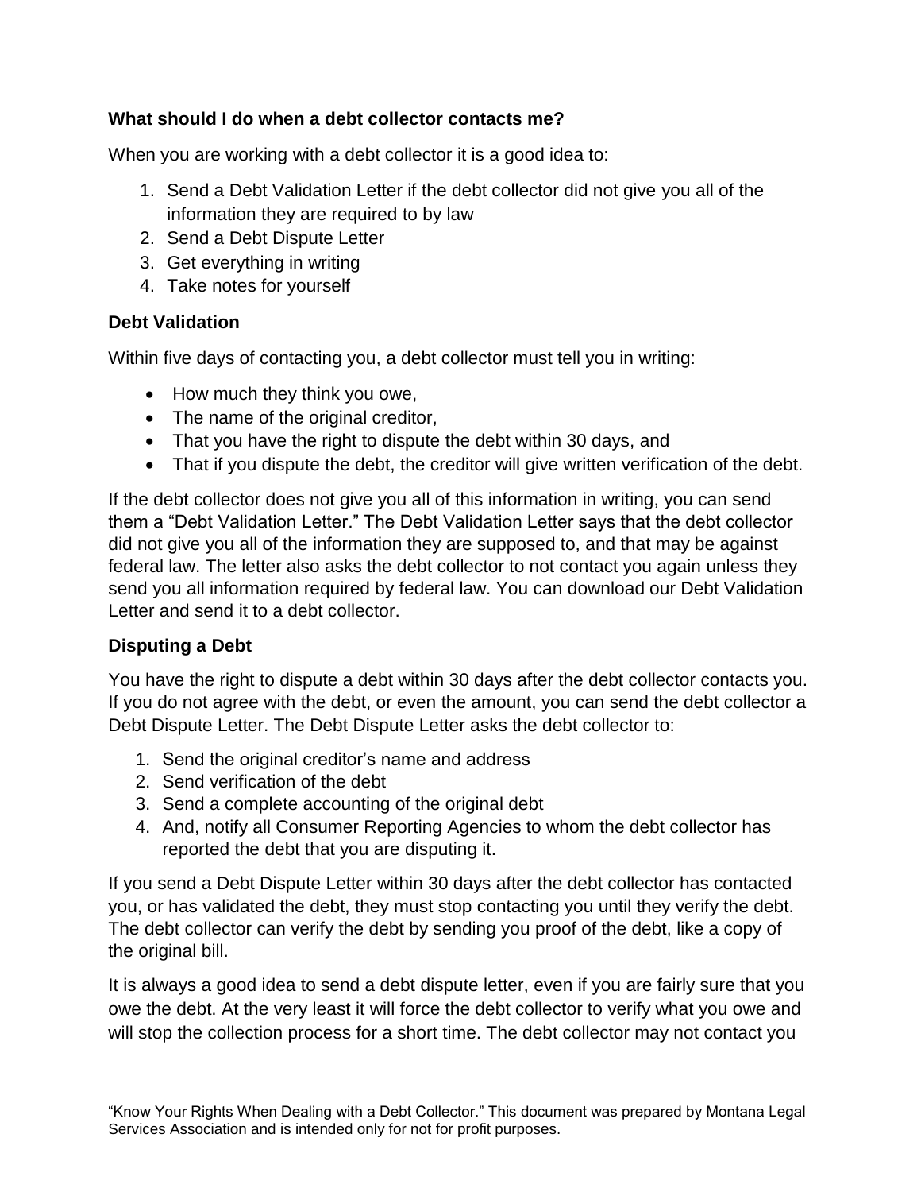### What should I do when a debt collector contacts me?

When you are working with a debt collector it is a good idea to:

1. Send a Debt Validation Letter if the debt collector did not give you all of the information they are required to by law
2. Send a Debt Dispute Letter
3. Get everything in writing
4. Take notes for yourself

### Debt Validation

Within five days of contacting you, a debt collector must tell you in writing:

- How much they think you owe,
- The name of the original creditor,
- That you have the right to dispute the debt within 30 days, and
- That if you dispute the debt, the creditor will give written verification of the debt.

If the debt collector does not give you all of this information in writing, you can send them a "Debt Validation Letter." The Debt Validation Letter says that the debt collector did not give you all of the information they are supposed to, and that may be against federal law. The letter also asks the debt collector to not contact you again unless they send you all information required by federal law. You can download our Debt Validation Letter and send it to a debt collector.

### Disputing a Debt

You have the right to dispute a debt within 30 days after the debt collector contacts you. If you do not agree with the debt, or even the amount, you can send the debt collector a Debt Dispute Letter. The Debt Dispute Letter asks the debt collector to:

1. Send the original creditor's name and address
2. Send verification of the debt
3. Send a complete accounting of the original debt
4. And, notify all Consumer Reporting Agencies to whom the debt collector has reported the debt that you are disputing it.

If you send a Debt Dispute Letter within 30 days after the debt collector has contacted you, or has validated the debt, they must stop contacting you until they verify the debt. The debt collector can verify the debt by sending you proof of the debt, like a copy of the original bill.

It is always a good idea to send a debt dispute letter, even if you are fairly sure that you owe the debt. At the very least it will force the debt collector to verify what you owe and will stop the collection process for a short time. The debt collector may not contact you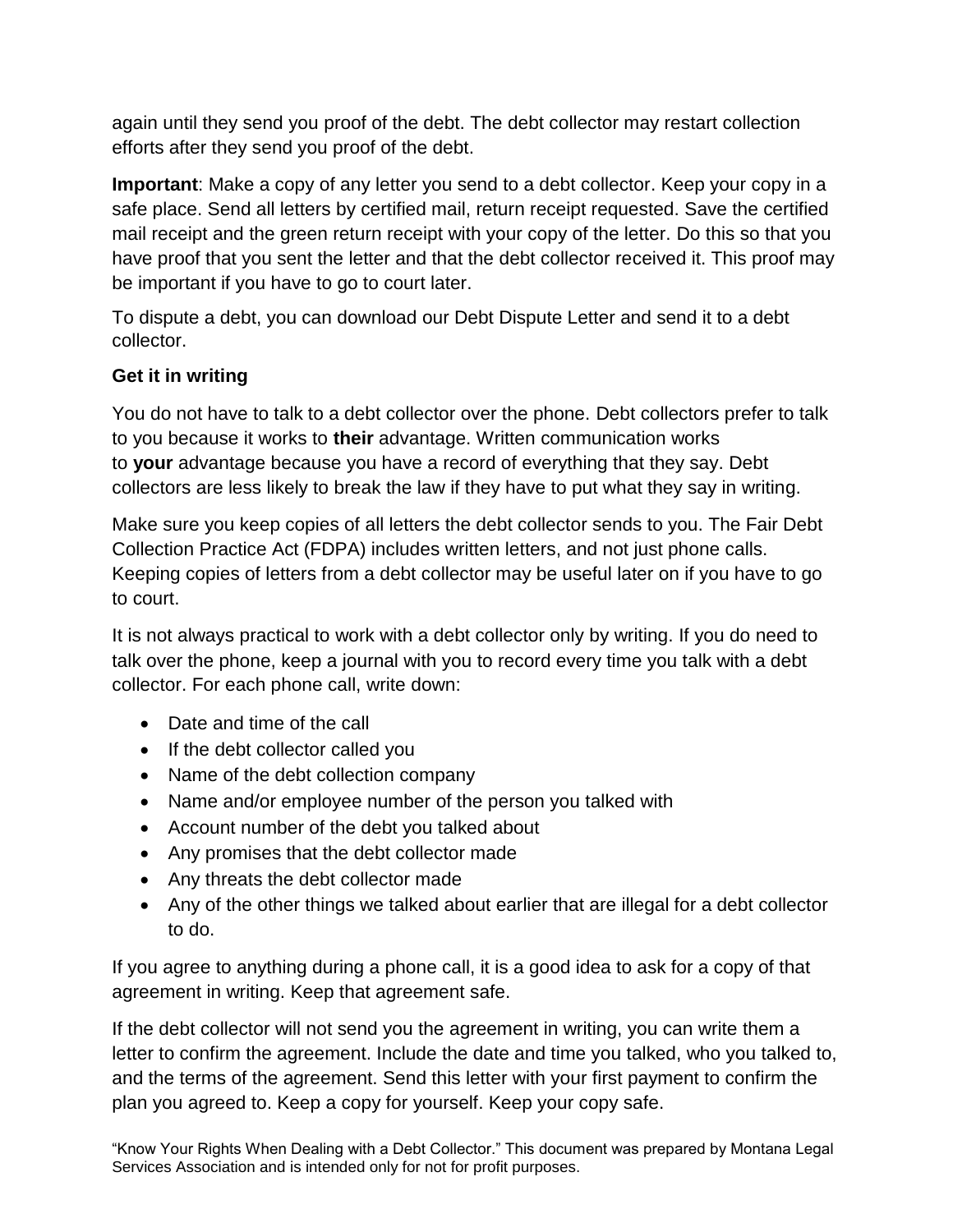again until they send you proof of the debt. The debt collector may restart collection efforts after they send you proof of the debt.

**Important**: Make a copy of any letter you send to a debt collector. Keep your copy in a safe place. Send all letters by certified mail, return receipt requested. Save the certified mail receipt and the green return receipt with your copy of the letter. Do this so that you have proof that you sent the letter and that the debt collector received it. This proof may be important if you have to go to court later.

To dispute a debt, you can download our Debt Dispute Letter and send it to a debt collector.

**Get it in writing**

You do not have to talk to a debt collector over the phone. Debt collectors prefer to talk to you because it works to **their** advantage. Written communication works to **your** advantage because you have a record of everything that they say. Debt collectors are less likely to break the law if they have to put what they say in writing.

Make sure you keep copies of all letters the debt collector sends to you. The Fair Debt Collection Practice Act (FDPA) includes written letters, and not just phone calls. Keeping copies of letters from a debt collector may be useful later on if you have to go to court.

It is not always practical to work with a debt collector only by writing. If you do need to talk over the phone, keep a journal with you to record every time you talk with a debt collector. For each phone call, write down:

- Date and time of the call
- If the debt collector called you
- Name of the debt collection company
- Name and/or employee number of the person you talked with
- Account number of the debt you talked about
- Any promises that the debt collector made
- Any threats the debt collector made
- Any of the other things we talked about earlier that are illegal for a debt collector to do.

If you agree to anything during a phone call, it is a good idea to ask for a copy of that agreement in writing. Keep that agreement safe.

If the debt collector will not send you the agreement in writing, you can write them a letter to confirm the agreement. Include the date and time you talked, who you talked to, and the terms of the agreement. Send this letter with your first payment to confirm the plan you agreed to. Keep a copy for yourself. Keep your copy safe.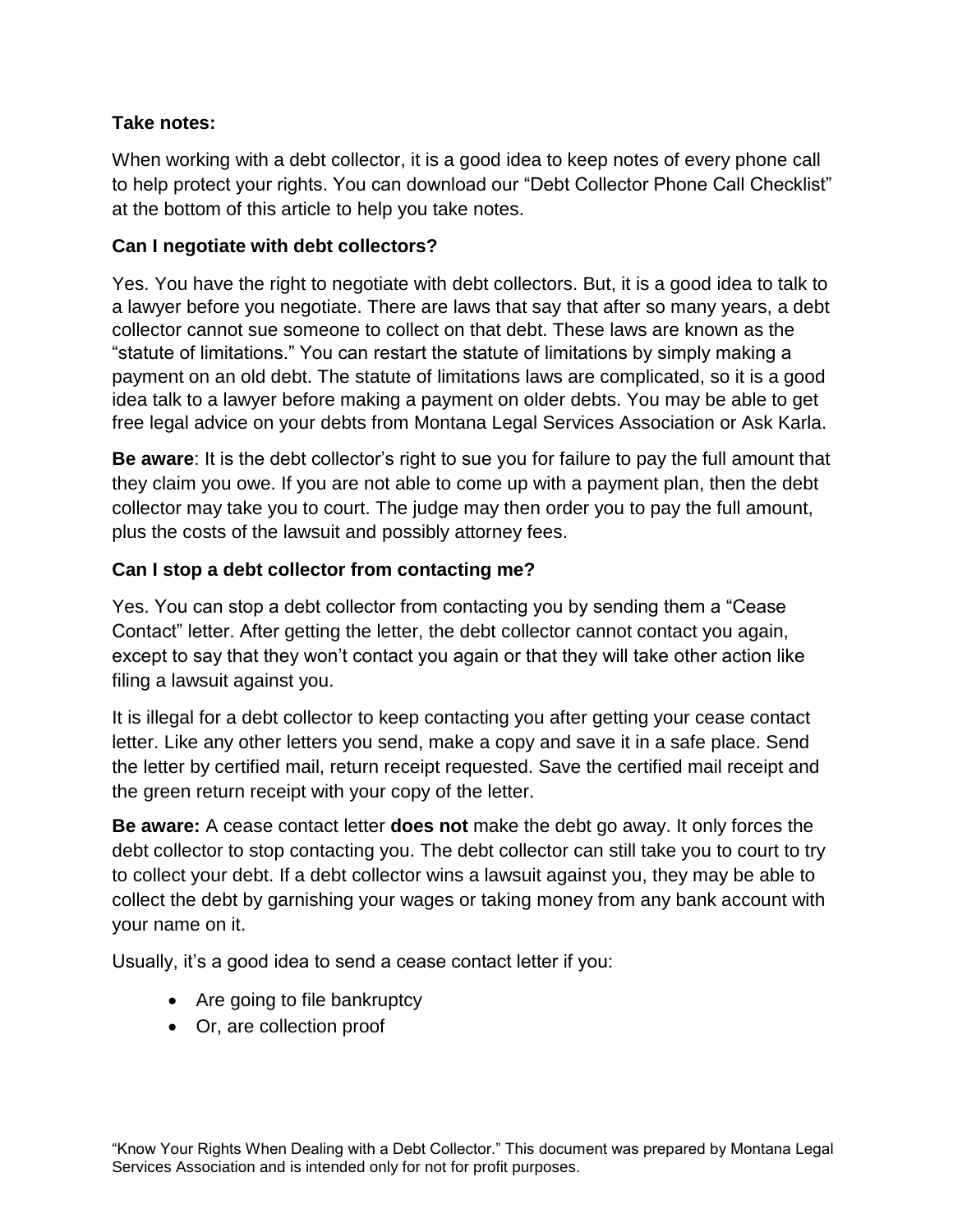**Take notes:**

When working with a debt collector, it is a good idea to keep notes of every phone call to help protect your rights. You can download our "Debt Collector Phone Call Checklist" at the bottom of this article to help you take notes.

**Can I negotiate with debt collectors?**

Yes. You have the right to negotiate with debt collectors. But, it is a good idea to talk to a lawyer before you negotiate. There are laws that say that after so many years, a debt collector cannot sue someone to collect on that debt. These laws are known as the "statute of limitations." You can restart the statute of limitations by simply making a payment on an old debt. The statute of limitations laws are complicated, so it is a good idea talk to a lawyer before making a payment on older debts. You may be able to get free legal advice on your debts from Montana Legal Services Association or Ask Karla.

**Be aware**: It is the debt collector's right to sue you for failure to pay the full amount that they claim you owe. If you are not able to come up with a payment plan, then the debt collector may take you to court. The judge may then order you to pay the full amount, plus the costs of the lawsuit and possibly attorney fees.

**Can I stop a debt collector from contacting me?**

Yes. You can stop a debt collector from contacting you by sending them a "Cease Contact" letter. After getting the letter, the debt collector cannot contact you again, except to say that they won't contact you again or that they will take other action like filing a lawsuit against you.

It is illegal for a debt collector to keep contacting you after getting your cease contact letter. Like any other letters you send, make a copy and save it in a safe place. Send the letter by certified mail, return receipt requested. Save the certified mail receipt and the green return receipt with your copy of the letter.

**Be aware:** A cease contact letter **does not** make the debt go away. It only forces the debt collector to stop contacting you. The debt collector can still take you to court to try to collect your debt. If a debt collector wins a lawsuit against you, they may be able to collect the debt by garnishing your wages or taking money from any bank account with your name on it.

Usually, it's a good idea to send a cease contact letter if you:

- Are going to file bankruptcy
- Or, are collection proof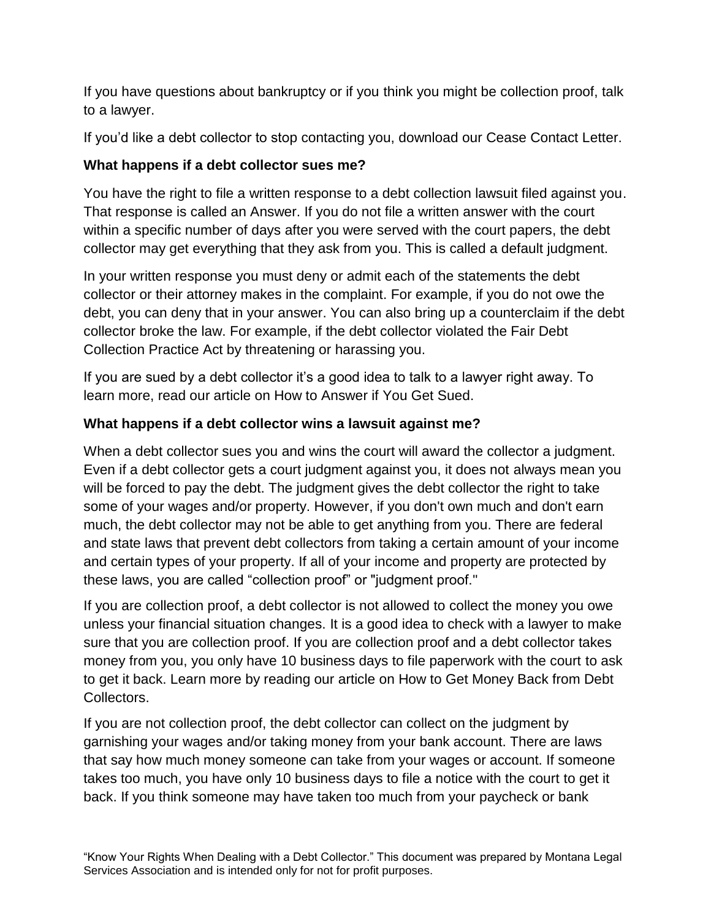If you have questions about bankruptcy or if you think you might be collection proof, talk to a lawyer.

If you'd like a debt collector to stop contacting you, download our Cease Contact Letter.

**What happens if a debt collector sues me?**

You have the right to file a written response to a debt collection lawsuit filed against you. That response is called an Answer. If you do not file a written answer with the court within a specific number of days after you were served with the court papers, the debt collector may get everything that they ask from you. This is called a default judgment.

In your written response you must deny or admit each of the statements the debt collector or their attorney makes in the complaint. For example, if you do not owe the debt, you can deny that in your answer. You can also bring up a counterclaim if the debt collector broke the law. For example, if the debt collector violated the Fair Debt Collection Practice Act by threatening or harassing you.

If you are sued by a debt collector it's a good idea to talk to a lawyer right away. To learn more, read our article on How to Answer if You Get Sued.

**What happens if a debt collector wins a lawsuit against me?**

When a debt collector sues you and wins the court will award the collector a judgment. Even if a debt collector gets a court judgment against you, it does not always mean you will be forced to pay the debt. The judgment gives the debt collector the right to take some of your wages and/or property. However, if you don't own much and don't earn much, the debt collector may not be able to get anything from you. There are federal and state laws that prevent debt collectors from taking a certain amount of your income and certain types of your property. If all of your income and property are protected by these laws, you are called "collection proof" or "judgment proof."

If you are collection proof, a debt collector is not allowed to collect the money you owe unless your financial situation changes. It is a good idea to check with a lawyer to make sure that you are collection proof. If you are collection proof and a debt collector takes money from you, you only have 10 business days to file paperwork with the court to ask to get it back. Learn more by reading our article on How to Get Money Back from Debt Collectors.

If you are not collection proof, the debt collector can collect on the judgment by garnishing your wages and/or taking money from your bank account. There are laws that say how much money someone can take from your wages or account. If someone takes too much, you have only 10 business days to file a notice with the court to get it back. If you think someone may have taken too much from your paycheck or bank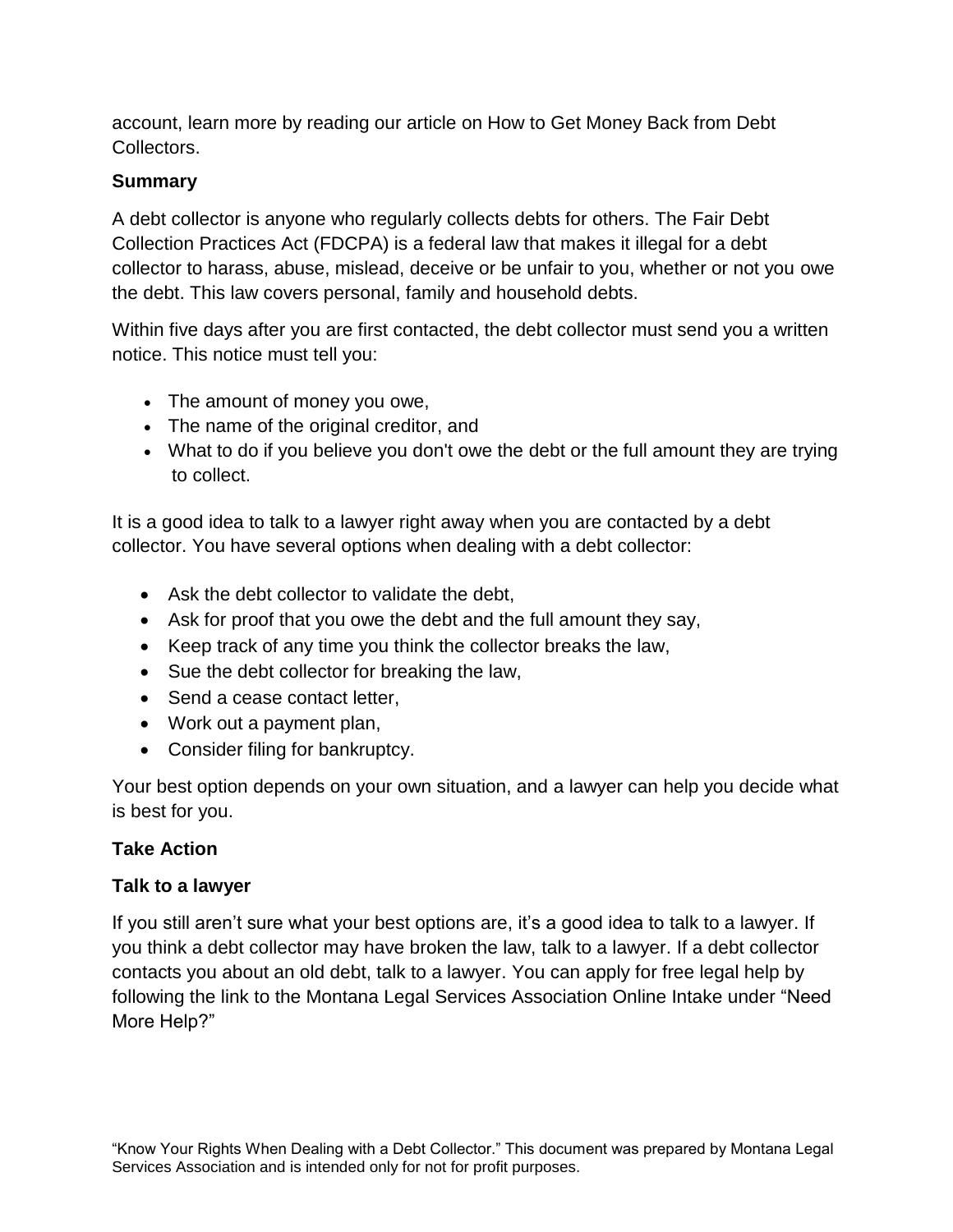account, learn more by reading our article on How to Get Money Back from Debt Collectors.

**Summary**

A debt collector is anyone who regularly collects debts for others. The Fair Debt Collection Practices Act (FDCPA) is a federal law that makes it illegal for a debt collector to harass, abuse, mislead, deceive or be unfair to you, whether or not you owe the debt. This law covers personal, family and household debts.

Within five days after you are first contacted, the debt collector must send you a written notice. This notice must tell you:

- The amount of money you owe,
- The name of the original creditor, and
- What to do if you believe you don't owe the debt or the full amount they are trying to collect.

It is a good idea to talk to a lawyer right away when you are contacted by a debt collector. You have several options when dealing with a debt collector:

- Ask the debt collector to validate the debt,
- Ask for proof that you owe the debt and the full amount they say,
- Keep track of any time you think the collector breaks the law,
- Sue the debt collector for breaking the law,
- Send a cease contact letter,
- Work out a payment plan,
- Consider filing for bankruptcy.

Your best option depends on your own situation, and a lawyer can help you decide what is best for you.

**Take Action**

**Talk to a lawyer**

If you still aren't sure what your best options are, it's a good idea to talk to a lawyer. If you think a debt collector may have broken the law, talk to a lawyer. If a debt collector contacts you about an old debt, talk to a lawyer. You can apply for free legal help by following the link to the Montana Legal Services Association Online Intake under "Need More Help?"

"Know Your Rights When Dealing with a Debt Collector." This document was prepared by Montana Legal Services Association and is intended only for not for profit purposes.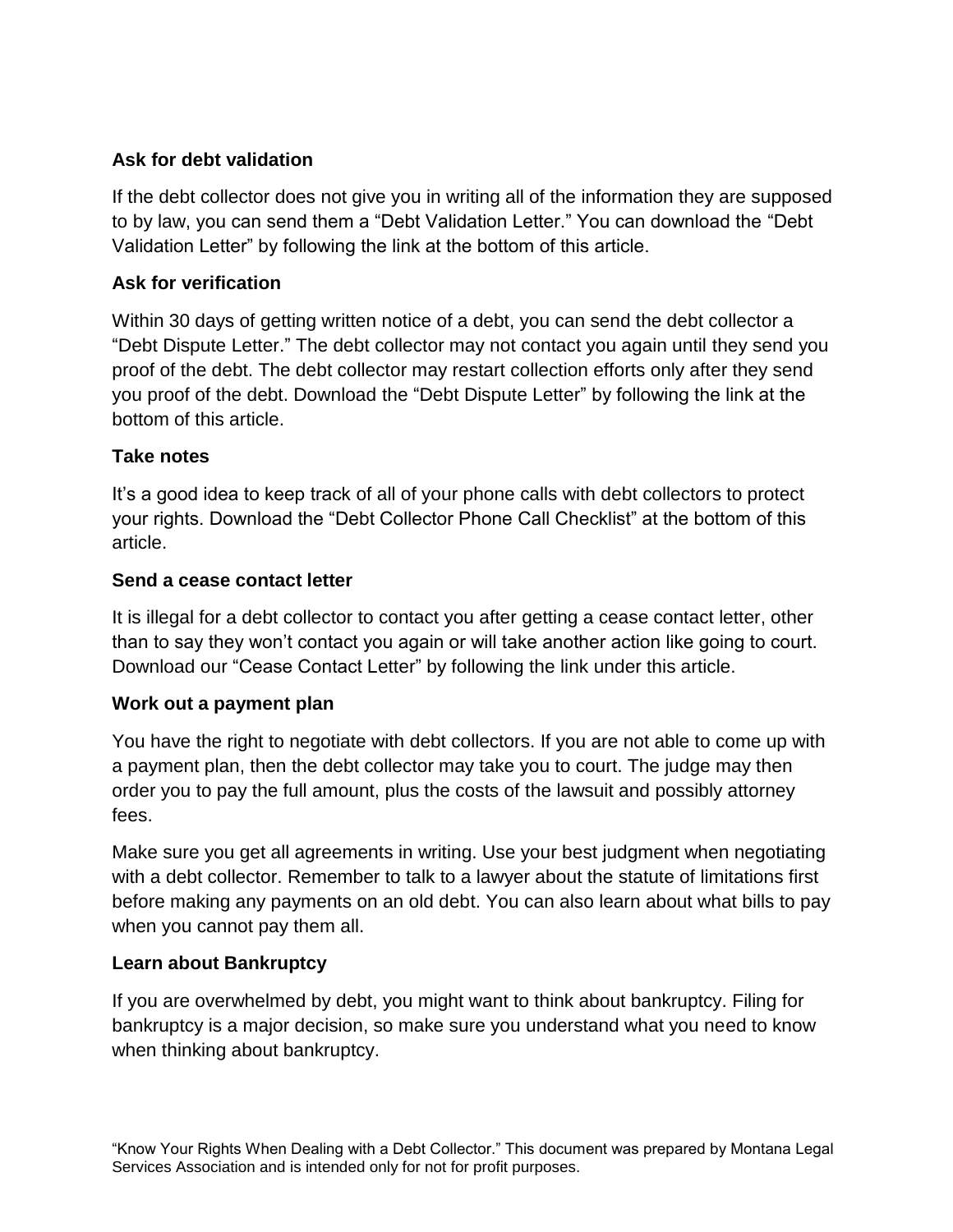### Ask for debt validation

If the debt collector does not give you in writing all of the information they are supposed to by law, you can send them a "Debt Validation Letter." You can download the "Debt Validation Letter" by following the link at the bottom of this article.

### Ask for verification

Within 30 days of getting written notice of a debt, you can send the debt collector a "Debt Dispute Letter." The debt collector may not contact you again until they send you proof of the debt. The debt collector may restart collection efforts only after they send you proof of the debt. Download the "Debt Dispute Letter" by following the link at the bottom of this article.

### Take notes

It's a good idea to keep track of all of your phone calls with debt collectors to protect your rights. Download the "Debt Collector Phone Call Checklist" at the bottom of this article.

### Send a cease contact letter

It is illegal for a debt collector to contact you after getting a cease contact letter, other than to say they won't contact you again or will take another action like going to court. Download our "Cease Contact Letter" by following the link under this article.

### Work out a payment plan

You have the right to negotiate with debt collectors. If you are not able to come up with a payment plan, then the debt collector may take you to court. The judge may then order you to pay the full amount, plus the costs of the lawsuit and possibly attorney fees.

Make sure you get all agreements in writing. Use your best judgment when negotiating with a debt collector. Remember to talk to a lawyer about the statute of limitations first before making any payments on an old debt. You can also learn about what bills to pay when you cannot pay them all.

### Learn about Bankruptcy

If you are overwhelmed by debt, you might want to think about bankruptcy. Filing for bankruptcy is a major decision, so make sure you understand what you need to know when thinking about bankruptcy.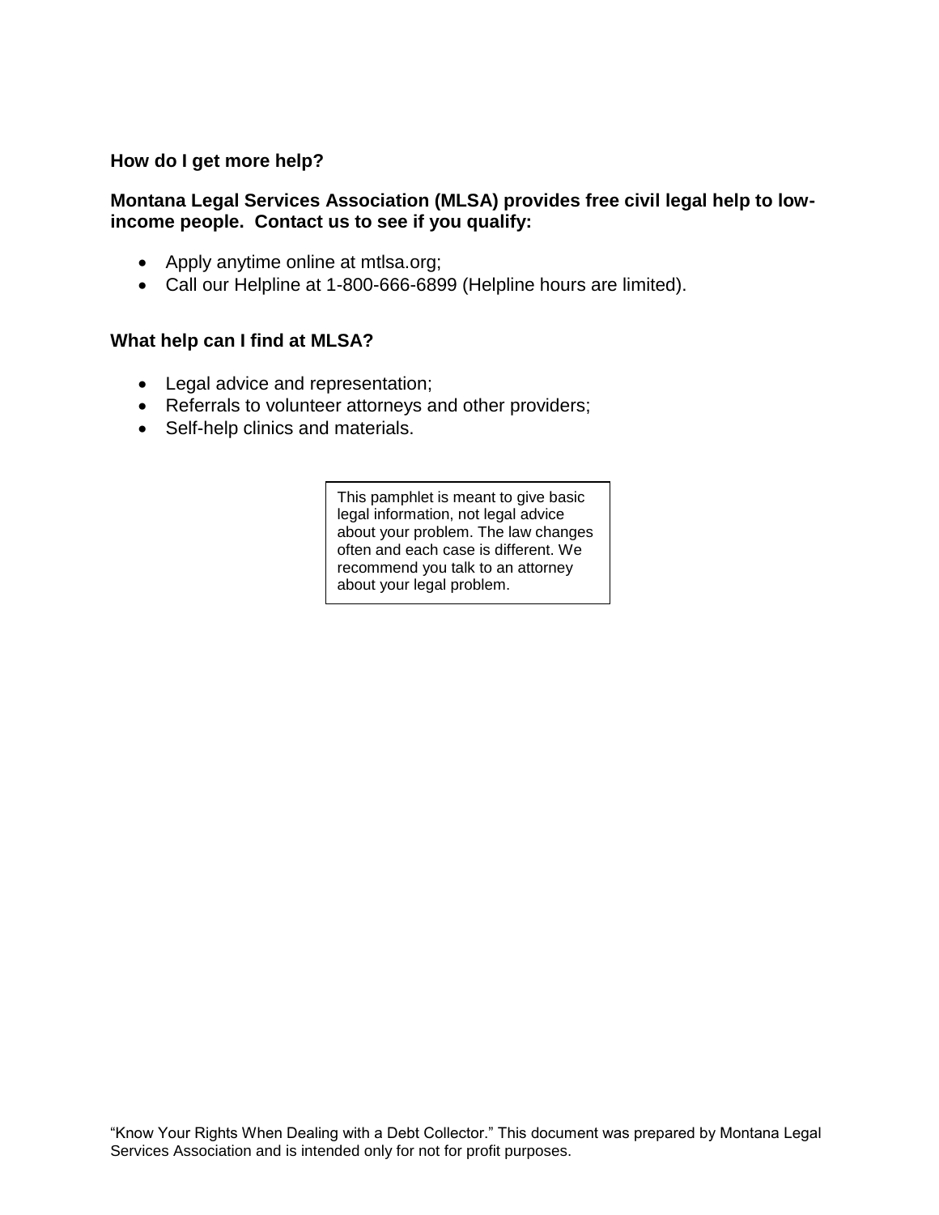**How do I get more help?**

**Montana Legal Services Association (MLSA) provides free civil legal help to low-income people. Contact us to see if you qualify:**

- Apply anytime online at mtlsa.org;
- Call our Helpline at 1-800-666-6899 (Helpline hours are limited).

**What help can I find at MLSA?**

- Legal advice and representation;
- Referrals to volunteer attorneys and other providers;
- Self-help clinics and materials.

This pamphlet is meant to give basic legal information, not legal advice about your problem. The law changes often and each case is different. We recommend you talk to an attorney about your legal problem.

"Know Your Rights When Dealing with a Debt Collector." This document was prepared by Montana Legal Services Association and is intended only for not for profit purposes.